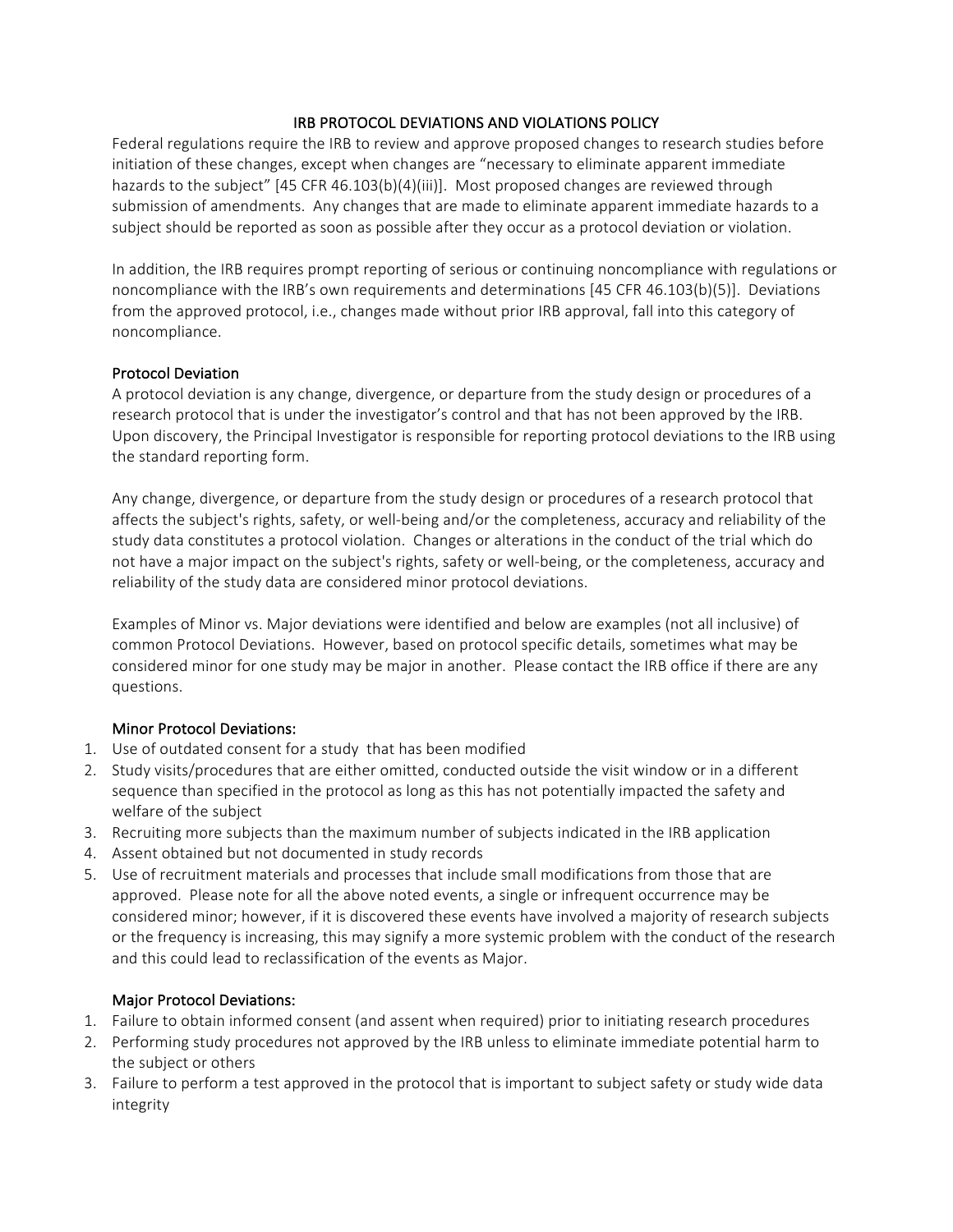# IRB PROTOCOL DEVIATIONS AND VIOLATIONS POLICY

Federal regulations require the IRB to review and approve proposed changes to research studies before initiation of these changes, except when changes are "necessary to eliminate apparent immediate hazards to the subject" [45 CFR 46.103(b)(4)(iii)]. Most proposed changes are reviewed through submission of amendments. Any changes that are made to eliminate apparent immediate hazards to a subject should be reported as soon as possible after they occur as a protocol deviation or violation.

In addition, the IRB requires prompt reporting of serious or continuing noncompliance with regulations or noncompliance with the IRB's own requirements and determinations [45 CFR 46.103(b)(5)]. Deviations from the approved protocol, i.e., changes made without prior IRB approval, fall into this category of noncompliance.

## Protocol Deviation

A protocol deviation is any change, divergence, or departure from the study design or procedures of a research protocol that is under the investigator's control and that has not been approved by the IRB. Upon discovery, the Principal Investigator is responsible for reporting protocol deviations to the IRB using the standard reporting form.

Any change, divergence, or departure from the study design or procedures of a research protocol that affects the subject's rights, safety, or well-being and/or the completeness, accuracy and reliability of the study data constitutes a protocol violation. Changes or alterations in the conduct of the trial which do not have a major impact on the subject's rights, safety or well-being, or the completeness, accuracy and reliability of the study data are considered minor protocol deviations.

Examples of Minor vs. Major deviations were identified and below are examples (not all inclusive) of common Protocol Deviations. However, based on protocol specific details, sometimes what may be considered minor for one study may be major in another. Please contact the IRB office if there are any questions.

### Minor Protocol Deviations:

1. Use of outdated consent for a study that has been modified
2. Study visits/procedures that are either omitted, conducted outside the visit window or in a different sequence than specified in the protocol as long as this has not potentially impacted the safety and welfare of the subject
3. Recruiting more subjects than the maximum number of subjects indicated in the IRB application
4. Assent obtained but not documented in study records
5. Use of recruitment materials and processes that include small modifications from those that are approved. Please note for all the above noted events, a single or infrequent occurrence may be considered minor; however, if it is discovered these events have involved a majority of research subjects or the frequency is increasing, this may signify a more systemic problem with the conduct of the research and this could lead to reclassification of the events as Major.

### Major Protocol Deviations:

1. Failure to obtain informed consent (and assent when required) prior to initiating research procedures
2. Performing study procedures not approved by the IRB unless to eliminate immediate potential harm to the subject or others
3. Failure to perform a test approved in the protocol that is important to subject safety or study wide data integrity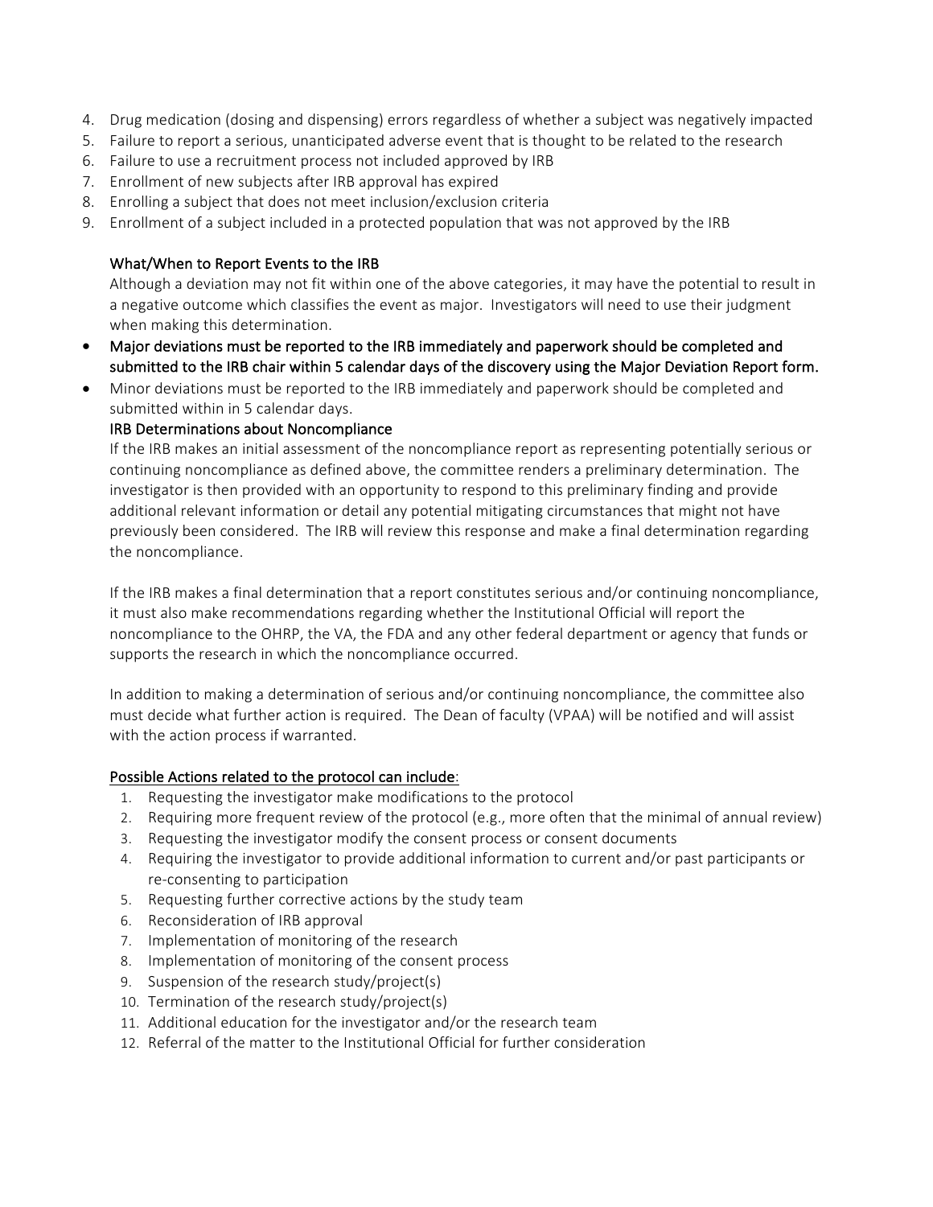4. Drug medication (dosing and dispensing) errors regardless of whether a subject was negatively impacted
5. Failure to report a serious, unanticipated adverse event that is thought to be related to the research
6. Failure to use a recruitment process not included approved by IRB
7. Enrollment of new subjects after IRB approval has expired
8. Enrolling a subject that does not meet inclusion/exclusion criteria
9. Enrollment of a subject included in a protected population that was not approved by the IRB

### What/When to Report Events to the IRB

Although a deviation may not fit within one of the above categories, it may have the potential to result in a negative outcome which classifies the event as major. Investigators will need to use their judgment when making this determination.

- **Major deviations must be reported to the IRB immediately and paperwork should be completed and submitted to the IRB chair within 5 calendar days of the discovery using the Major Deviation Report form.**
- Minor deviations must be reported to the IRB immediately and paperwork should be completed and submitted within in 5 calendar days.

### IRB Determinations about Noncompliance

If the IRB makes an initial assessment of the noncompliance report as representing potentially serious or continuing noncompliance as defined above, the committee renders a preliminary determination. The investigator is then provided with an opportunity to respond to this preliminary finding and provide additional relevant information or detail any potential mitigating circumstances that might not have previously been considered. The IRB will review this response and make a final determination regarding the noncompliance.

If the IRB makes a final determination that a report constitutes serious and/or continuing noncompliance, it must also make recommendations regarding whether the Institutional Official will report the noncompliance to the OHRP, the VA, the FDA and any other federal department or agency that funds or supports the research in which the noncompliance occurred.

In addition to making a determination of serious and/or continuing noncompliance, the committee also must decide what further action is required. The Dean of faculty (VPAA) will be notified and will assist with the action process if warranted.

<u>Possible Actions related to the protocol can include</u>:

1. Requesting the investigator make modifications to the protocol
2. Requiring more frequent review of the protocol (e.g., more often that the minimal of annual review)
3. Requesting the investigator modify the consent process or consent documents
4. Requiring the investigator to provide additional information to current and/or past participants or re-consenting to participation
5. Requesting further corrective actions by the study team
6. Reconsideration of IRB approval
7. Implementation of monitoring of the research
8. Implementation of monitoring of the consent process
9. Suspension of the research study/project(s)
10. Termination of the research study/project(s)
11. Additional education for the investigator and/or the research team
12. Referral of the matter to the Institutional Official for further consideration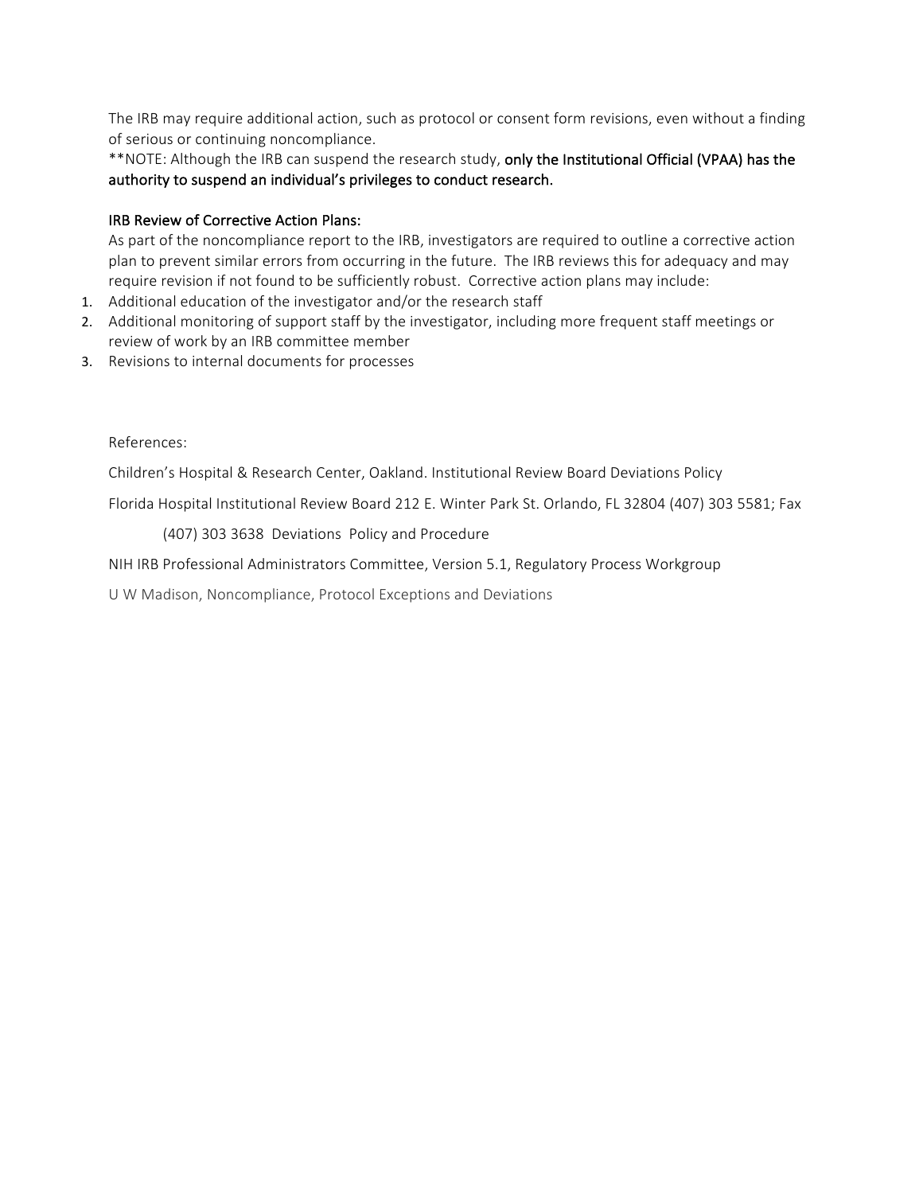The IRB may require additional action, such as protocol or consent form revisions, even without a finding of serious or continuing noncompliance.

**NOTE: Although the IRB can suspend the research study, **only the Institutional Official (VPAA) has the authority to suspend an individual's privileges to conduct research.**

IRB Review of Corrective Action Plans:

As part of the noncompliance report to the IRB, investigators are required to outline a corrective action plan to prevent similar errors from occurring in the future. The IRB reviews this for adequacy and may require revision if not found to be sufficiently robust. Corrective action plans may include:

1. Additional education of the investigator and/or the research staff
2. Additional monitoring of support staff by the investigator, including more frequent staff meetings or review of work by an IRB committee member
3. Revisions to internal documents for processes

References:

Children's Hospital & Research Center, Oakland. Institutional Review Board Deviations Policy

Florida Hospital Institutional Review Board 212 E. Winter Park St. Orlando, FL 32804 (407) 303 5581; Fax (407) 303 3638 Deviations Policy and Procedure

NIH IRB Professional Administrators Committee, Version 5.1, Regulatory Process Workgroup

U W Madison, Noncompliance, Protocol Exceptions and Deviations